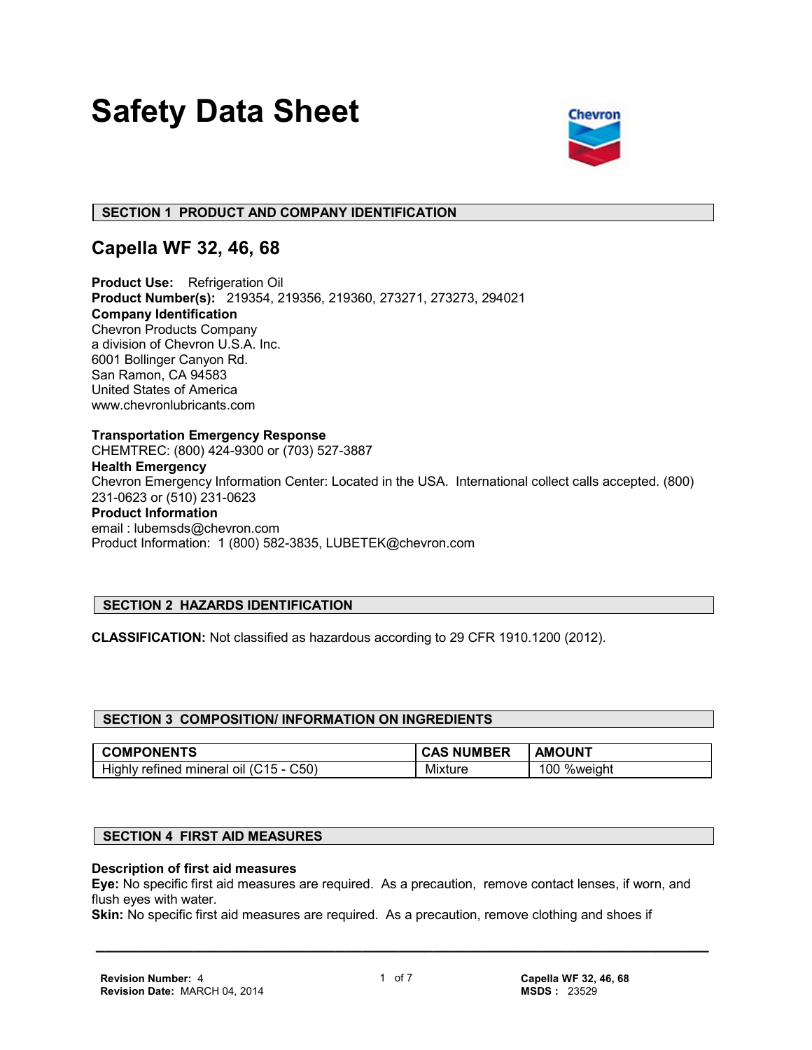# Safety Data Sheet

## SECTION 1 PRODUCT AND COMPANY IDENTIFICATION

## Capella WF 32, 46, 68

**Product Use:** Refrigeration Oil
**Product Number(s):** 219354, 219356, 219360, 273271, 273273, 294021
**Company Identification**
Chevron Products Company
a division of Chevron U.S.A. Inc.
6001 Bollinger Canyon Rd.
San Ramon, CA 94583
United States of America
www.chevronlubricants.com

**Transportation Emergency Response**
CHEMTREC: (800) 424-9300 or (703) 527-3887
**Health Emergency**
Chevron Emergency Information Center: Located in the USA. International collect calls accepted. (800) 231-0623 or (510) 231-0623
**Product Information**
email : lubemsds@chevron.com
Product Information: 1 (800) 582-3835, LUBETEK@chevron.com

## SECTION 2 HAZARDS IDENTIFICATION

**CLASSIFICATION:** Not classified as hazardous according to 29 CFR 1910.1200 (2012).

## SECTION 3 COMPOSITION/ INFORMATION ON INGREDIENTS

| COMPONENTS | CAS NUMBER | AMOUNT |
|---|---|---|
| Highly refined mineral oil (C15 - C50) | Mixture | 100 %weight |

## SECTION 4 FIRST AID MEASURES

**Description of first aid measures**
**Eye:** No specific first aid measures are required. As a precaution, remove contact lenses, if worn, and flush eyes with water.
**Skin:** No specific first aid measures are required. As a precaution, remove clothing and shoes if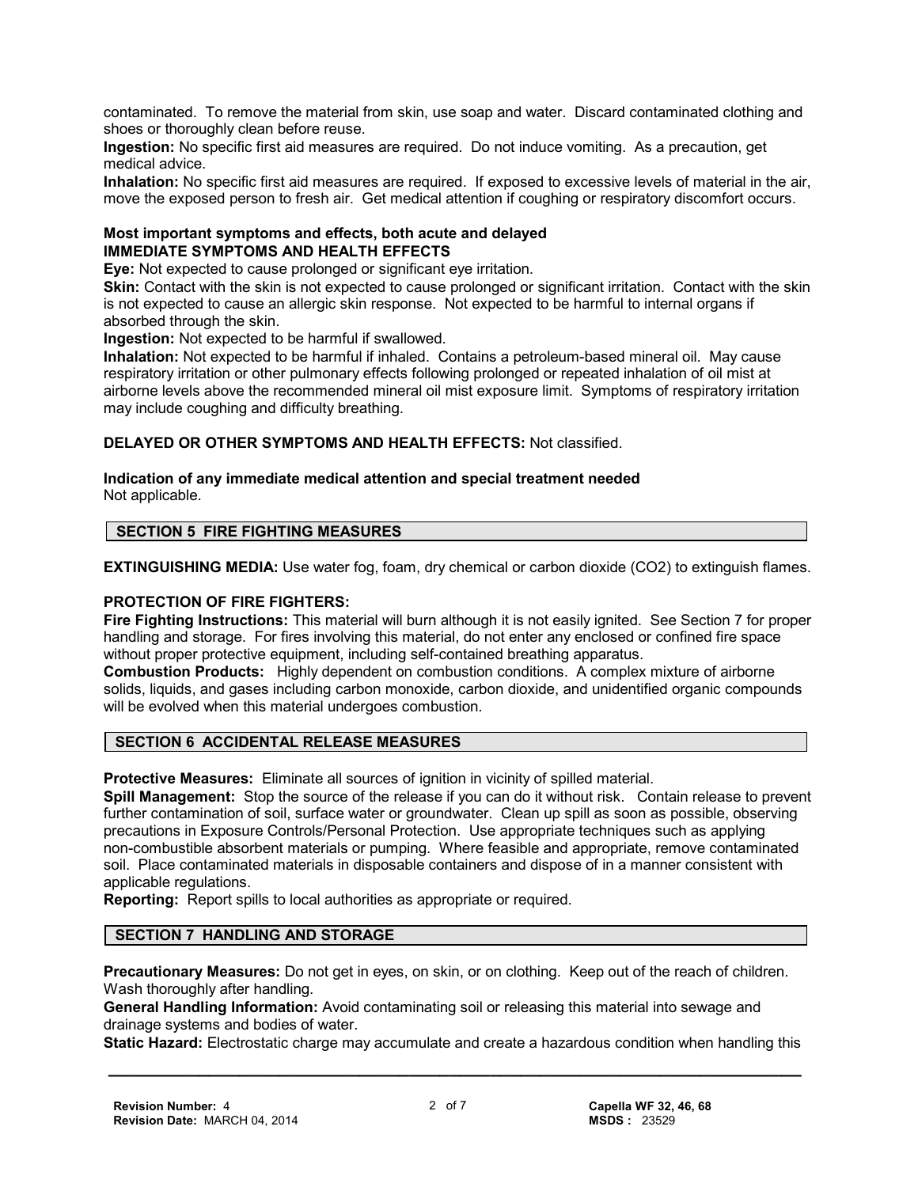contaminated. To remove the material from skin, use soap and water. Discard contaminated clothing and shoes or thoroughly clean before reuse.

**Ingestion:** No specific first aid measures are required. Do not induce vomiting. As a precaution, get medical advice.

**Inhalation:** No specific first aid measures are required. If exposed to excessive levels of material in the air, move the exposed person to fresh air. Get medical attention if coughing or respiratory discomfort occurs.

**Most important symptoms and effects, both acute and delayed**
**IMMEDIATE SYMPTOMS AND HEALTH EFFECTS**

**Eye:** Not expected to cause prolonged or significant eye irritation.

**Skin:** Contact with the skin is not expected to cause prolonged or significant irritation. Contact with the skin is not expected to cause an allergic skin response. Not expected to be harmful to internal organs if absorbed through the skin.

**Ingestion:** Not expected to be harmful if swallowed.

**Inhalation:** Not expected to be harmful if inhaled. Contains a petroleum-based mineral oil. May cause respiratory irritation or other pulmonary effects following prolonged or repeated inhalation of oil mist at airborne levels above the recommended mineral oil mist exposure limit. Symptoms of respiratory irritation may include coughing and difficulty breathing.

**DELAYED OR OTHER SYMPTOMS AND HEALTH EFFECTS:** Not classified.

**Indication of any immediate medical attention and special treatment needed**
Not applicable.

## SECTION 5 FIRE FIGHTING MEASURES

**EXTINGUISHING MEDIA:** Use water fog, foam, dry chemical or carbon dioxide ($CO_2$) to extinguish flames.

**PROTECTION OF FIRE FIGHTERS:**

**Fire Fighting Instructions:** This material will burn although it is not easily ignited. See Section 7 for proper handling and storage. For fires involving this material, do not enter any enclosed or confined fire space without proper protective equipment, including self-contained breathing apparatus.

**Combustion Products:** Highly dependent on combustion conditions. A complex mixture of airborne solids, liquids, and gases including carbon monoxide, carbon dioxide, and unidentified organic compounds will be evolved when this material undergoes combustion.

## SECTION 6 ACCIDENTAL RELEASE MEASURES

**Protective Measures:** Eliminate all sources of ignition in vicinity of spilled material.

**Spill Management:** Stop the source of the release if you can do it without risk. Contain release to prevent further contamination of soil, surface water or groundwater. Clean up spill as soon as possible, observing precautions in Exposure Controls/Personal Protection. Use appropriate techniques such as applying non-combustible absorbent materials or pumping. Where feasible and appropriate, remove contaminated soil. Place contaminated materials in disposable containers and dispose of in a manner consistent with applicable regulations.

**Reporting:** Report spills to local authorities as appropriate or required.

## SECTION 7 HANDLING AND STORAGE

**Precautionary Measures:** Do not get in eyes, on skin, or on clothing. Keep out of the reach of children. Wash thoroughly after handling.

**General Handling Information:** Avoid contaminating soil or releasing this material into sewage and drainage systems and bodies of water.

**Static Hazard:** Electrostatic charge may accumulate and create a hazardous condition when handling this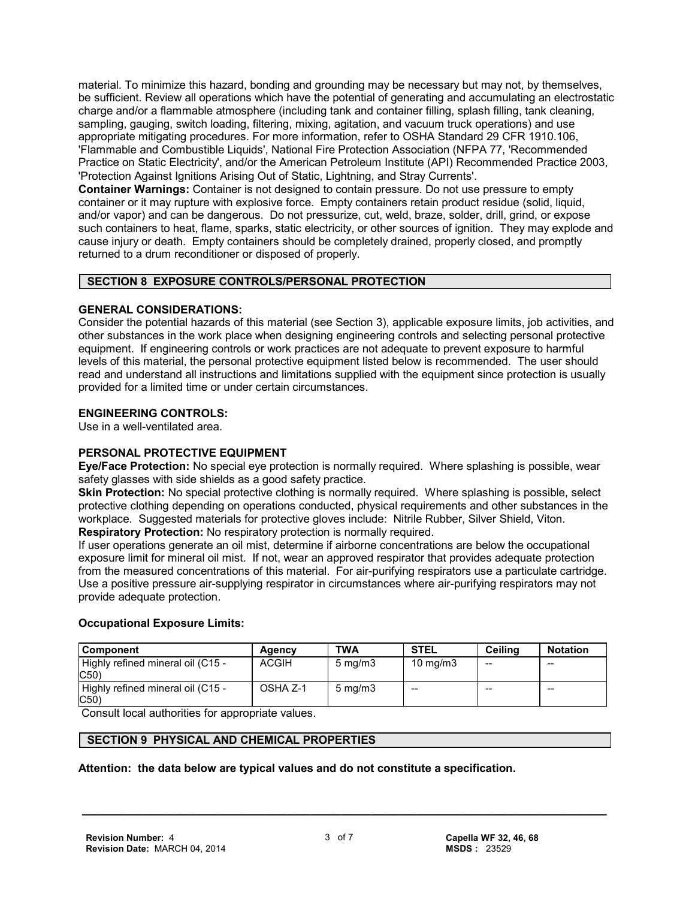material. To minimize this hazard, bonding and grounding may be necessary but may not, by themselves, be sufficient. Review all operations which have the potential of generating and accumulating an electrostatic charge and/or a flammable atmosphere (including tank and container filling, splash filling, tank cleaning, sampling, gauging, switch loading, filtering, mixing, agitation, and vacuum truck operations) and use appropriate mitigating procedures. For more information, refer to OSHA Standard 29 CFR 1910.106, 'Flammable and Combustible Liquids', National Fire Protection Association (NFPA 77, 'Recommended Practice on Static Electricity', and/or the American Petroleum Institute (API) Recommended Practice 2003, 'Protection Against Ignitions Arising Out of Static, Lightning, and Stray Currents'.

**Container Warnings:** Container is not designed to contain pressure. Do not use pressure to empty container or it may rupture with explosive force. Empty containers retain product residue (solid, liquid, and/or vapor) and can be dangerous. Do not pressurize, cut, weld, braze, solder, drill, grind, or expose such containers to heat, flame, sparks, static electricity, or other sources of ignition. They may explode and cause injury or death. Empty containers should be completely drained, properly closed, and promptly returned to a drum reconditioner or disposed of properly.

## SECTION 8 EXPOSURE CONTROLS/PERSONAL PROTECTION

### GENERAL CONSIDERATIONS:

Consider the potential hazards of this material (see Section 3), applicable exposure limits, job activities, and other substances in the work place when designing engineering controls and selecting personal protective equipment. If engineering controls or work practices are not adequate to prevent exposure to harmful levels of this material, the personal protective equipment listed below is recommended. The user should read and understand all instructions and limitations supplied with the equipment since protection is usually provided for a limited time or under certain circumstances.

### ENGINEERING CONTROLS:

Use in a well-ventilated area.

### PERSONAL PROTECTIVE EQUIPMENT

**Eye/Face Protection:** No special eye protection is normally required. Where splashing is possible, wear safety glasses with side shields as a good safety practice.

**Skin Protection:** No special protective clothing is normally required. Where splashing is possible, select protective clothing depending on operations conducted, physical requirements and other substances in the workplace. Suggested materials for protective gloves include: Nitrile Rubber, Silver Shield, Viton.

**Respiratory Protection:** No respiratory protection is normally required.

If user operations generate an oil mist, determine if airborne concentrations are below the occupational exposure limit for mineral oil mist. If not, wear an approved respirator that provides adequate protection from the measured concentrations of this material. For air-purifying respirators use a particulate cartridge. Use a positive pressure air-supplying respirator in circumstances where air-purifying respirators may not provide adequate protection.

**Occupational Exposure Limits:**

| Component | Agency | TWA | STEL | Ceiling | Notation |
|---|---|---|---|---|---|
| Highly refined mineral oil (C15 - C50) | ACGIH | 5 mg/m3 | 10 mg/m3 | -- | -- |
| Highly refined mineral oil (C15 - C50) | OSHA Z-1 | 5 mg/m3 | -- | -- | -- |

Consult local authorities for appropriate values.

## SECTION 9 PHYSICAL AND CHEMICAL PROPERTIES

**Attention: the data below are typical values and do not constitute a specification.**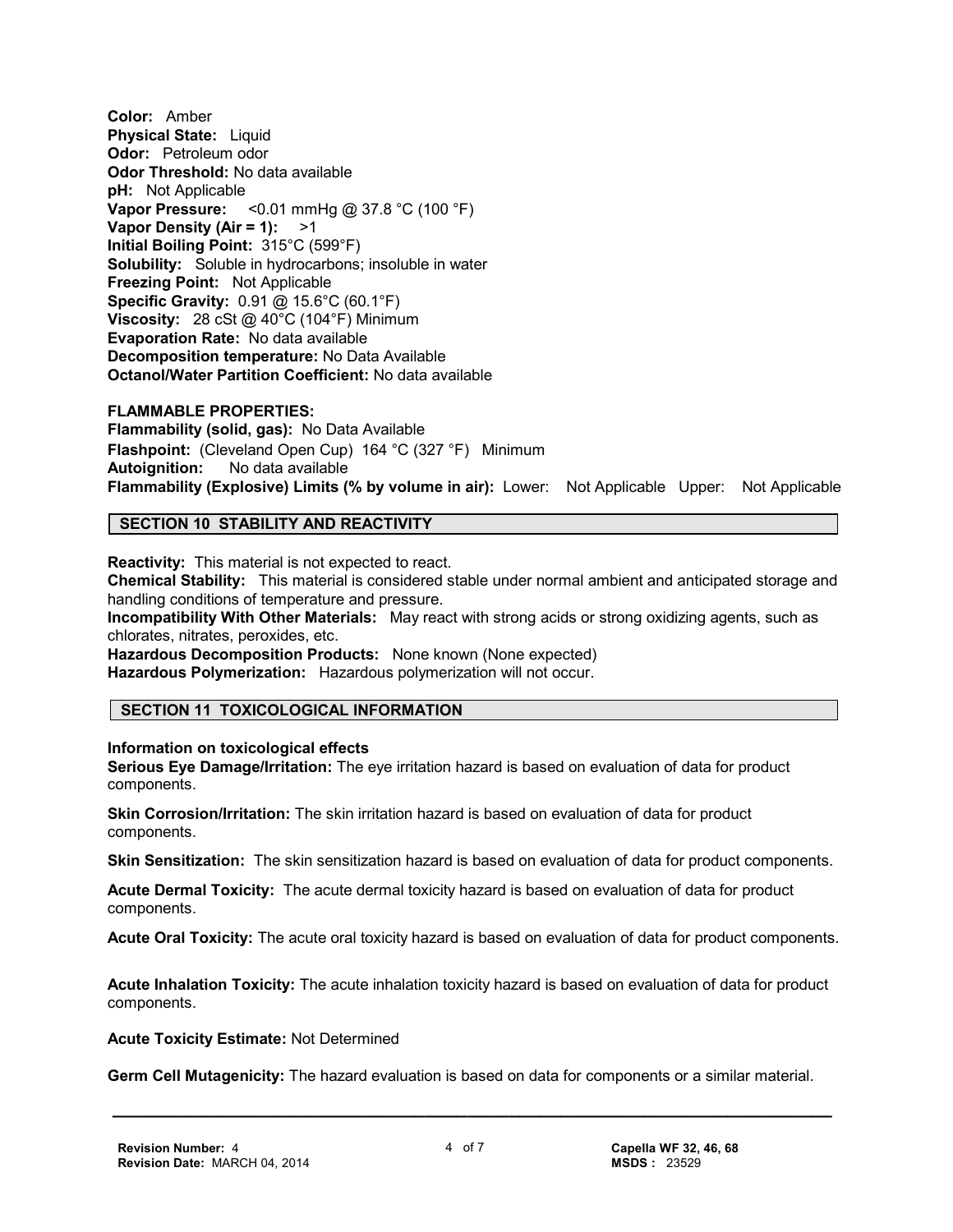**Color:** Amber
**Physical State:** Liquid
**Odor:** Petroleum odor
**Odor Threshold:** No data available
**pH:** Not Applicable
**Vapor Pressure:** <0.01 mmHg @ 37.8 °C (100 °F)
**Vapor Density (Air = 1):** >1
**Initial Boiling Point:** 315°C (599°F)
**Solubility:** Soluble in hydrocarbons; insoluble in water
**Freezing Point:** Not Applicable
**Specific Gravity:** 0.91 @ 15.6°C (60.1°F)
**Viscosity:** 28 cSt @ 40°C (104°F) Minimum
**Evaporation Rate:** No data available
**Decomposition temperature:** No Data Available
**Octanol/Water Partition Coefficient:** No data available

**FLAMMABLE PROPERTIES:**
**Flammability (solid, gas):** No Data Available
**Flashpoint:** (Cleveland Open Cup) 164 °C (327 °F) Minimum
**Autoignition:** No data available
**Flammability (Explosive) Limits (% by volume in air):** Lower: Not Applicable Upper: Not Applicable

## SECTION 10 STABILITY AND REACTIVITY

**Reactivity:** This material is not expected to react.
**Chemical Stability:** This material is considered stable under normal ambient and anticipated storage and handling conditions of temperature and pressure.
**Incompatibility With Other Materials:** May react with strong acids or strong oxidizing agents, such as chlorates, nitrates, peroxides, etc.
**Hazardous Decomposition Products:** None known (None expected)
**Hazardous Polymerization:** Hazardous polymerization will not occur.

## SECTION 11 TOXICOLOGICAL INFORMATION

**Information on toxicological effects**
**Serious Eye Damage/Irritation:** The eye irritation hazard is based on evaluation of data for product components.

**Skin Corrosion/Irritation:** The skin irritation hazard is based on evaluation of data for product components.

**Skin Sensitization:** The skin sensitization hazard is based on evaluation of data for product components.

**Acute Dermal Toxicity:** The acute dermal toxicity hazard is based on evaluation of data for product components.

**Acute Oral Toxicity:** The acute oral toxicity hazard is based on evaluation of data for product components.

**Acute Inhalation Toxicity:** The acute inhalation toxicity hazard is based on evaluation of data for product components.

**Acute Toxicity Estimate:** Not Determined

**Germ Cell Mutagenicity:** The hazard evaluation is based on data for components or a similar material.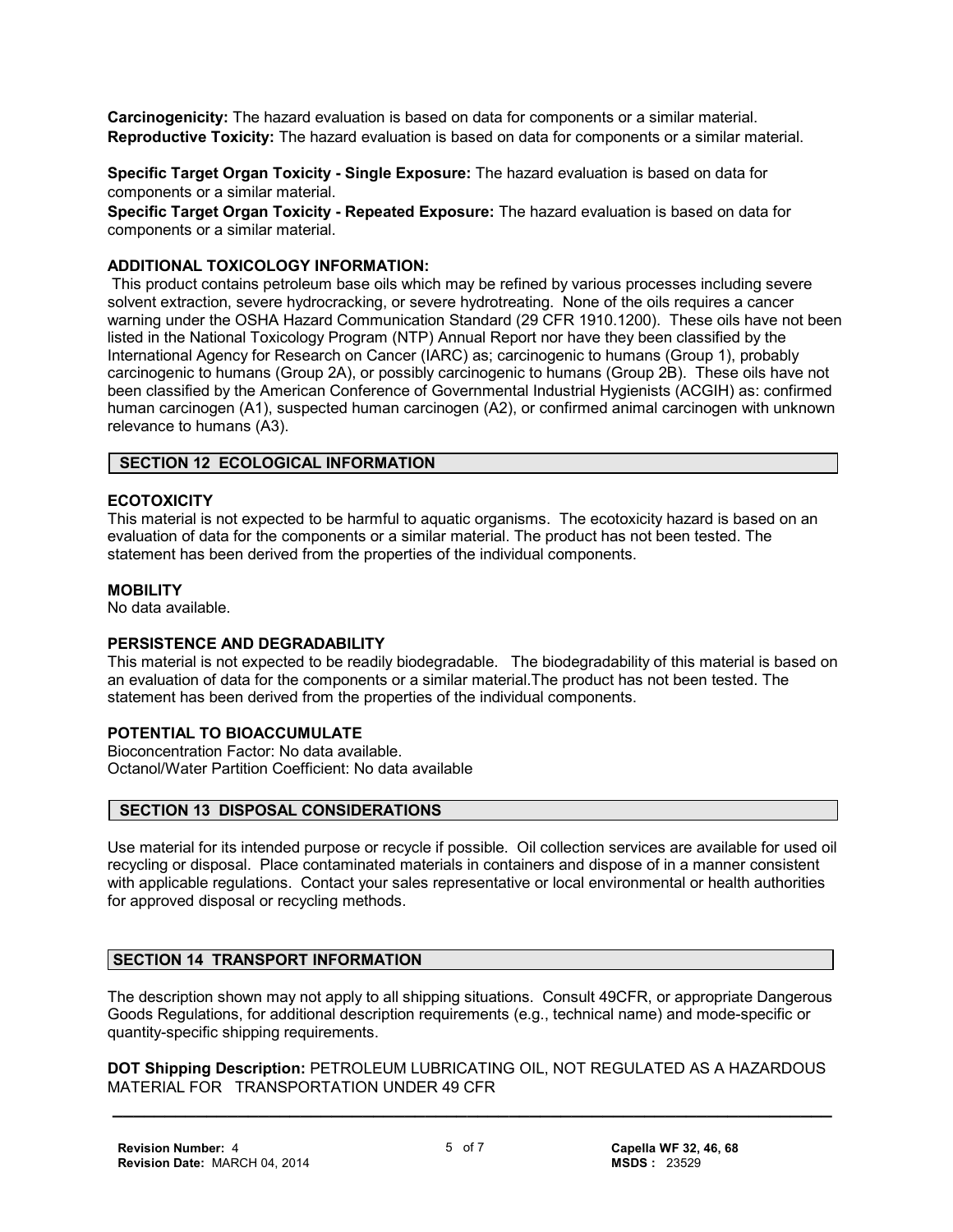**Carcinogenicity:** The hazard evaluation is based on data for components or a similar material.
**Reproductive Toxicity:** The hazard evaluation is based on data for components or a similar material.

**Specific Target Organ Toxicity - Single Exposure:** The hazard evaluation is based on data for components or a similar material.
**Specific Target Organ Toxicity - Repeated Exposure:** The hazard evaluation is based on data for components or a similar material.

**ADDITIONAL TOXICOLOGY INFORMATION:**
This product contains petroleum base oils which may be refined by various processes including severe solvent extraction, severe hydrocracking, or severe hydrotreating. None of the oils requires a cancer warning under the OSHA Hazard Communication Standard (29 CFR 1910.1200). These oils have not been listed in the National Toxicology Program (NTP) Annual Report nor have they been classified by the International Agency for Research on Cancer (IARC) as; carcinogenic to humans (Group 1), probably carcinogenic to humans (Group 2A), or possibly carcinogenic to humans (Group 2B). These oils have not been classified by the American Conference of Governmental Industrial Hygienists (ACGIH) as: confirmed human carcinogen (A1), suspected human carcinogen (A2), or confirmed animal carcinogen with unknown relevance to humans (A3).

## SECTION 12 ECOLOGICAL INFORMATION

**ECOTOXICITY**
This material is not expected to be harmful to aquatic organisms. The ecotoxicity hazard is based on an evaluation of data for the components or a similar material. The product has not been tested. The statement has been derived from the properties of the individual components.

**MOBILITY**
No data available.

**PERSISTENCE AND DEGRADABILITY**
This material is not expected to be readily biodegradable. The biodegradability of this material is based on an evaluation of data for the components or a similar material.The product has not been tested. The statement has been derived from the properties of the individual components.

**POTENTIAL TO BIOACCUMULATE**
Bioconcentration Factor: No data available.
Octanol/Water Partition Coefficient: No data available

## SECTION 13 DISPOSAL CONSIDERATIONS

Use material for its intended purpose or recycle if possible. Oil collection services are available for used oil recycling or disposal. Place contaminated materials in containers and dispose of in a manner consistent with applicable regulations. Contact your sales representative or local environmental or health authorities for approved disposal or recycling methods.

## SECTION 14 TRANSPORT INFORMATION

The description shown may not apply to all shipping situations. Consult 49CFR, or appropriate Dangerous Goods Regulations, for additional description requirements (e.g., technical name) and mode-specific or quantity-specific shipping requirements.

**DOT Shipping Description:** PETROLEUM LUBRICATING OIL, NOT REGULATED AS A HAZARDOUS MATERIAL FOR TRANSPORTATION UNDER 49 CFR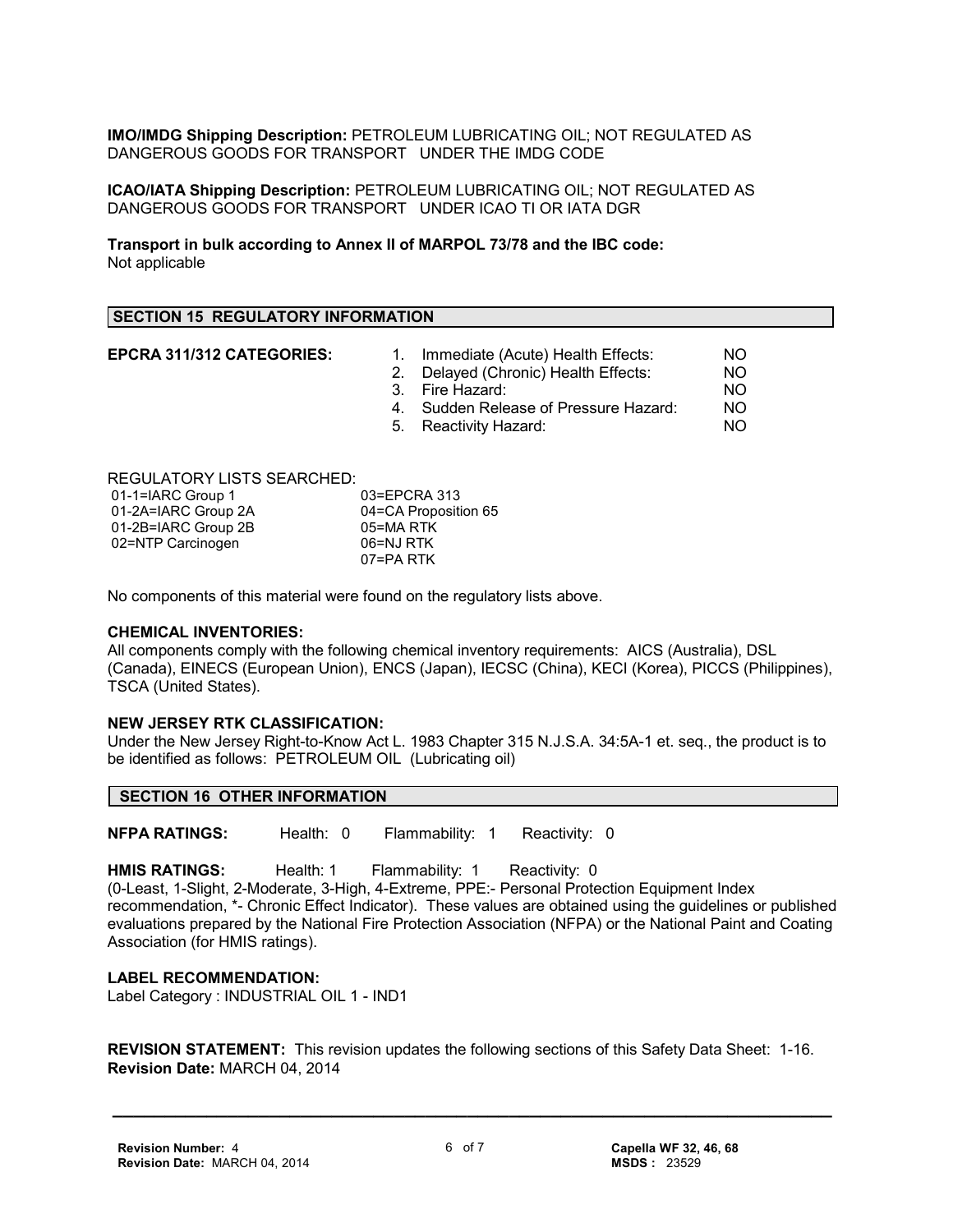**IMO/IMDG Shipping Description:** PETROLEUM LUBRICATING OIL; NOT REGULATED AS DANGEROUS GOODS FOR TRANSPORT UNDER THE IMDG CODE

**ICAO/IATA Shipping Description:** PETROLEUM LUBRICATING OIL; NOT REGULATED AS DANGEROUS GOODS FOR TRANSPORT UNDER ICAO TI OR IATA DGR

**Transport in bulk according to Annex II of MARPOL 73/78 and the IBC code:**
Not applicable

## SECTION 15 REGULATORY INFORMATION

**EPCRA 311/312 CATEGORIES:**

| | | |
|---|---|---|
| 1. | Immediate (Acute) Health Effects: | NO |
| 2. | Delayed (Chronic) Health Effects: | NO |
| 3. | Fire Hazard: | NO |
| 4. | Sudden Release of Pressure Hazard: | NO |
| 5. | Reactivity Hazard: | NO |

REGULATORY LISTS SEARCHED:

| | |
|---|---|
| 01-1=IARC Group 1 | 03=EPCRA 313 |
| 01-2A=IARC Group 2A | 04=CA Proposition 65 |
| 01-2B=IARC Group 2B | 05=MA RTK |
| 02=NTP Carcinogen | 06=NJ RTK |
| | 07=PA RTK |

No components of this material were found on the regulatory lists above.

**CHEMICAL INVENTORIES:**
All components comply with the following chemical inventory requirements: AICS (Australia), DSL (Canada), EINECS (European Union), ENCS (Japan), IECSC (China), KECI (Korea), PICCS (Philippines), TSCA (United States).

**NEW JERSEY RTK CLASSIFICATION:**
Under the New Jersey Right-to-Know Act L. 1983 Chapter 315 N.J.S.A. 34:5A-1 et. seq., the product is to be identified as follows: PETROLEUM OIL (Lubricating oil)

## SECTION 16 OTHER INFORMATION

**NFPA RATINGS:** Health: 0 Flammability: 1 Reactivity: 0

**HMIS RATINGS:** Health: 1 Flammability: 1 Reactivity: 0
(0-Least, 1-Slight, 2-Moderate, 3-High, 4-Extreme, PPE:- Personal Protection Equipment Index recommendation, *- Chronic Effect Indicator). These values are obtained using the guidelines or published evaluations prepared by the National Fire Protection Association (NFPA) or the National Paint and Coating Association (for HMIS ratings).

**LABEL RECOMMENDATION:**
Label Category : INDUSTRIAL OIL 1 - IND1

**REVISION STATEMENT:** This revision updates the following sections of this Safety Data Sheet: 1-16.
**Revision Date:** MARCH 04, 2014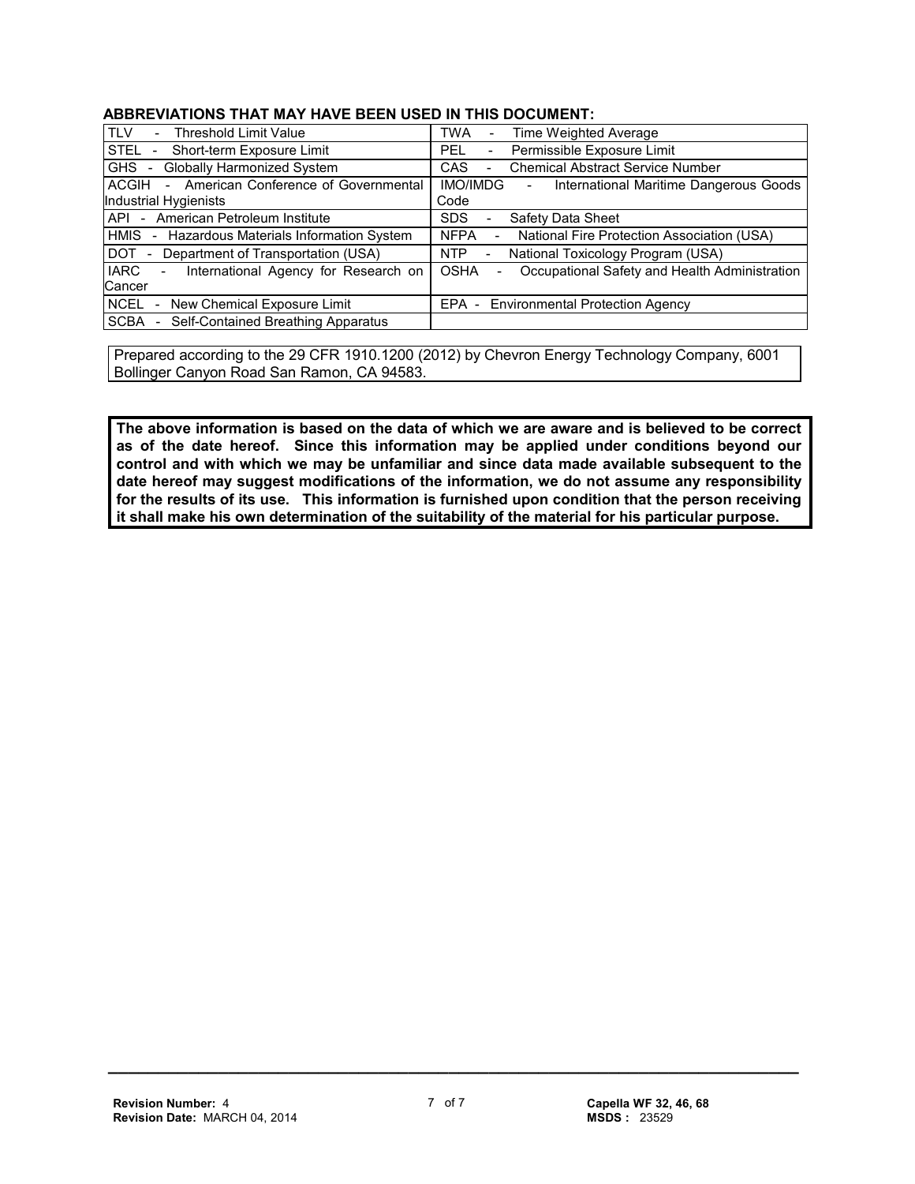**ABBREVIATIONS THAT MAY HAVE BEEN USED IN THIS DOCUMENT:**

| | |
|---|---|
| TLV - Threshold Limit Value | TWA - Time Weighted Average |
| STEL - Short-term Exposure Limit | PEL - Permissible Exposure Limit |
| GHS - Globally Harmonized System | CAS - Chemical Abstract Service Number |
| ACGIH - American Conference of Governmental Industrial Hygienists | IMO/IMDG - International Maritime Dangerous Goods Code |
| API - American Petroleum Institute | SDS - Safety Data Sheet |
| HMIS - Hazardous Materials Information System | NFPA - National Fire Protection Association (USA) |
| DOT - Department of Transportation (USA) | NTP - National Toxicology Program (USA) |
| IARC - International Agency for Research on Cancer | OSHA - Occupational Safety and Health Administration |
| NCEL - New Chemical Exposure Limit | EPA - Environmental Protection Agency |
| SCBA - Self-Contained Breathing Apparatus | |

Prepared according to the 29 CFR 1910.1200 (2012) by Chevron Energy Technology Company, 6001 Bollinger Canyon Road San Ramon, CA 94583.

**The above information is based on the data of which we are aware and is believed to be correct as of the date hereof. Since this information may be applied under conditions beyond our control and with which we may be unfamiliar and since data made available subsequent to the date hereof may suggest modifications of the information, we do not assume any responsibility for the results of its use. This information is furnished upon condition that the person receiving it shall make his own determination of the suitability of the material for his particular purpose.**